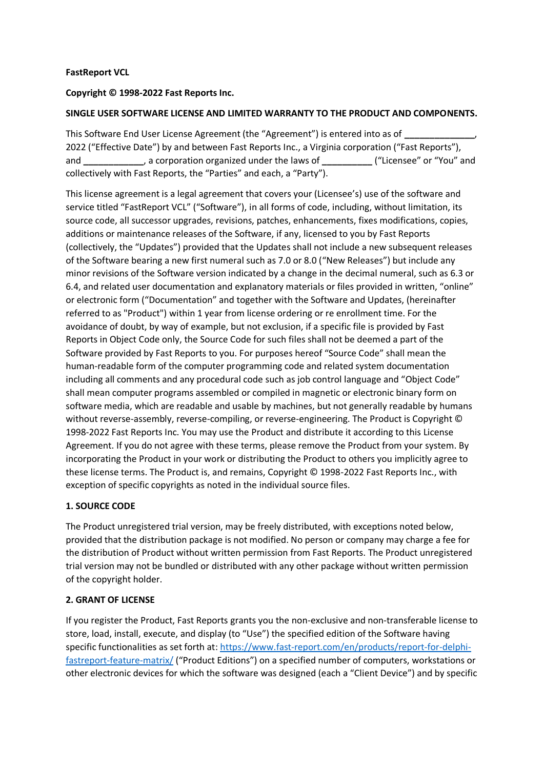**FastReport VCL**

**Copyright © 1998-2022 Fast Reports Inc.**

**SINGLE USER SOFTWARE LICENSE AND LIMITED WARRANTY TO THE PRODUCT AND COMPONENTS.**

This Software End User License Agreement (the "Agreement") is entered into as of **\_\_\_\_\_\_\_\_\_\_\_\_\_\_**, 2022 ("Effective Date") by and between Fast Reports Inc., a Virginia corporation ("Fast Reports"), and **\_\_\_\_\_\_\_\_\_\_\_\_**, a corporation organized under the laws of **\_\_\_\_\_\_\_\_\_\_** ("Licensee" or "You" and collectively with Fast Reports, the "Parties" and each, a "Party").

This license agreement is a legal agreement that covers your (Licensee's) use of the software and service titled "FastReport VCL" ("Software"), in all forms of code, including, without limitation, its source code, all successor upgrades, revisions, patches, enhancements, fixes modifications, copies, additions or maintenance releases of the Software, if any, licensed to you by Fast Reports (collectively, the "Updates") provided that the Updates shall not include a new subsequent releases of the Software bearing a new first numeral such as 7.0 or 8.0 ("New Releases") but include any minor revisions of the Software version indicated by a change in the decimal numeral, such as 6.3 or 6.4, and related user documentation and explanatory materials or files provided in written, "online" or electronic form ("Documentation" and together with the Software and Updates, (hereinafter referred to as "Product") within 1 year from license ordering or re enrollment time. For the avoidance of doubt, by way of example, but not exclusion, if a specific file is provided by Fast Reports in Object Code only, the Source Code for such files shall not be deemed a part of the Software provided by Fast Reports to you. For purposes hereof "Source Code" shall mean the human-readable form of the computer programming code and related system documentation including all comments and any procedural code such as job control language and "Object Code" shall mean computer programs assembled or compiled in magnetic or electronic binary form on software media, which are readable and usable by machines, but not generally readable by humans without reverse-assembly, reverse-compiling, or reverse-engineering. The Product is Copyright © 1998-2022 Fast Reports Inc. You may use the Product and distribute it according to this License Agreement. If you do not agree with these terms, please remove the Product from your system. By incorporating the Product in your work or distributing the Product to others you implicitly agree to these license terms. The Product is, and remains, Copyright © 1998-2022 Fast Reports Inc., with exception of specific copyrights as noted in the individual source files.

**1. SOURCE CODE**

The Product unregistered trial version, may be freely distributed, with exceptions noted below, provided that the distribution package is not modified. No person or company may charge a fee for the distribution of Product without written permission from Fast Reports. The Product unregistered trial version may not be bundled or distributed with any other package without written permission of the copyright holder.

**2. GRANT OF LICENSE**

If you register the Product, Fast Reports grants you the non-exclusive and non-transferable license to store, load, install, execute, and display (to "Use") the specified edition of the Software having specific functionalities as set forth at: [https://www.fast-report.com/en/products/report-for-delphi-fastreport-feature-matrix/](https://www.fast-report.com/en/products/report-for-delphi-fastreport-feature-matrix/) ("Product Editions") on a specified number of computers, workstations or other electronic devices for which the software was designed (each a "Client Device") and by specific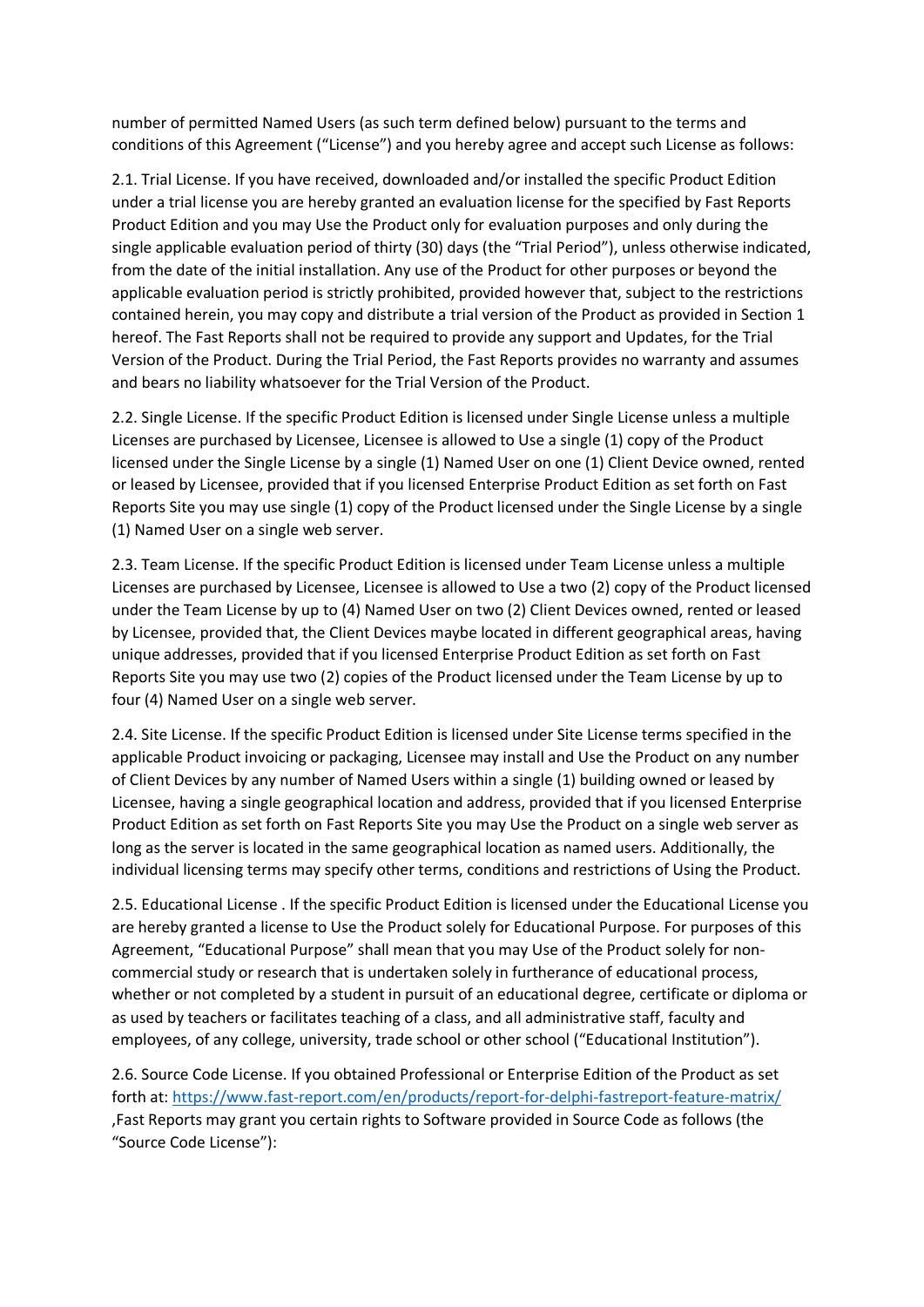number of permitted Named Users (as such term defined below) pursuant to the terms and conditions of this Agreement ("License") and you hereby agree and accept such License as follows:

2.1. Trial License. If you have received, downloaded and/or installed the specific Product Edition under a trial license you are hereby granted an evaluation license for the specified by Fast Reports Product Edition and you may Use the Product only for evaluation purposes and only during the single applicable evaluation period of thirty (30) days (the "Trial Period"), unless otherwise indicated, from the date of the initial installation. Any use of the Product for other purposes or beyond the applicable evaluation period is strictly prohibited, provided however that, subject to the restrictions contained herein, you may copy and distribute a trial version of the Product as provided in Section 1 hereof. The Fast Reports shall not be required to provide any support and Updates, for the Trial Version of the Product. During the Trial Period, the Fast Reports provides no warranty and assumes and bears no liability whatsoever for the Trial Version of the Product.

2.2. Single License. If the specific Product Edition is licensed under Single License unless a multiple Licenses are purchased by Licensee, Licensee is allowed to Use a single (1) copy of the Product licensed under the Single License by a single (1) Named User on one (1) Client Device owned, rented or leased by Licensee, provided that if you licensed Enterprise Product Edition as set forth on Fast Reports Site you may use single (1) copy of the Product licensed under the Single License by a single (1) Named User on a single web server.

2.3. Team License. If the specific Product Edition is licensed under Team License unless a multiple Licenses are purchased by Licensee, Licensee is allowed to Use a two (2) copy of the Product licensed under the Team License by up to (4) Named User on two (2) Client Devices owned, rented or leased by Licensee, provided that, the Client Devices maybe located in different geographical areas, having unique addresses, provided that if you licensed Enterprise Product Edition as set forth on Fast Reports Site you may use two (2) copies of the Product licensed under the Team License by up to four (4) Named User on a single web server.

2.4. Site License. If the specific Product Edition is licensed under Site License terms specified in the applicable Product invoicing or packaging, Licensee may install and Use the Product on any number of Client Devices by any number of Named Users within a single (1) building owned or leased by Licensee, having a single geographical location and address, provided that if you licensed Enterprise Product Edition as set forth on Fast Reports Site you may Use the Product on a single web server as long as the server is located in the same geographical location as named users. Additionally, the individual licensing terms may specify other terms, conditions and restrictions of Using the Product.

2.5. Educational License . If the specific Product Edition is licensed under the Educational License you are hereby granted a license to Use the Product solely for Educational Purpose. For purposes of this Agreement, "Educational Purpose" shall mean that you may Use of the Product solely for non-commercial study or research that is undertaken solely in furtherance of educational process, whether or not completed by a student in pursuit of an educational degree, certificate or diploma or as used by teachers or facilitates teaching of a class, and all administrative staff, faculty and employees, of any college, university, trade school or other school ("Educational Institution").

2.6. Source Code License. If you obtained Professional or Enterprise Edition of the Product as set forth at: https://www.fast-report.com/en/products/report-for-delphi-fastreport-feature-matrix/ ,Fast Reports may grant you certain rights to Software provided in Source Code as follows (the "Source Code License"):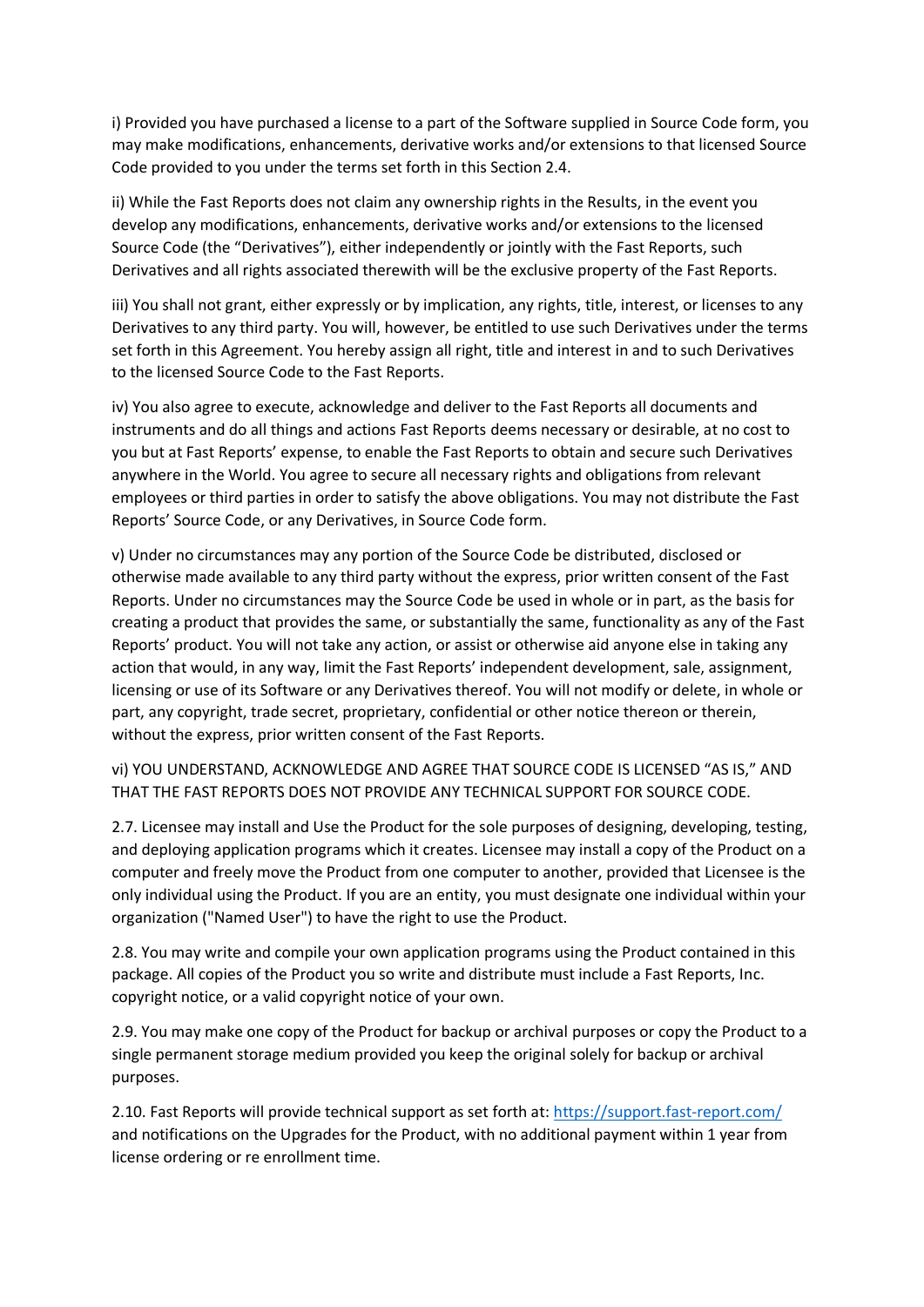i) Provided you have purchased a license to a part of the Software supplied in Source Code form, you may make modifications, enhancements, derivative works and/or extensions to that licensed Source Code provided to you under the terms set forth in this Section 2.4.

ii) While the Fast Reports does not claim any ownership rights in the Results, in the event you develop any modifications, enhancements, derivative works and/or extensions to the licensed Source Code (the "Derivatives"), either independently or jointly with the Fast Reports, such Derivatives and all rights associated therewith will be the exclusive property of the Fast Reports.

iii) You shall not grant, either expressly or by implication, any rights, title, interest, or licenses to any Derivatives to any third party. You will, however, be entitled to use such Derivatives under the terms set forth in this Agreement. You hereby assign all right, title and interest in and to such Derivatives to the licensed Source Code to the Fast Reports.

iv) You also agree to execute, acknowledge and deliver to the Fast Reports all documents and instruments and do all things and actions Fast Reports deems necessary or desirable, at no cost to you but at Fast Reports' expense, to enable the Fast Reports to obtain and secure such Derivatives anywhere in the World. You agree to secure all necessary rights and obligations from relevant employees or third parties in order to satisfy the above obligations. You may not distribute the Fast Reports' Source Code, or any Derivatives, in Source Code form.

v) Under no circumstances may any portion of the Source Code be distributed, disclosed or otherwise made available to any third party without the express, prior written consent of the Fast Reports. Under no circumstances may the Source Code be used in whole or in part, as the basis for creating a product that provides the same, or substantially the same, functionality as any of the Fast Reports' product. You will not take any action, or assist or otherwise aid anyone else in taking any action that would, in any way, limit the Fast Reports' independent development, sale, assignment, licensing or use of its Software or any Derivatives thereof. You will not modify or delete, in whole or part, any copyright, trade secret, proprietary, confidential or other notice thereon or therein, without the express, prior written consent of the Fast Reports.

vi) YOU UNDERSTAND, ACKNOWLEDGE AND AGREE THAT SOURCE CODE IS LICENSED "AS IS," AND THAT THE FAST REPORTS DOES NOT PROVIDE ANY TECHNICAL SUPPORT FOR SOURCE CODE.

2.7. Licensee may install and Use the Product for the sole purposes of designing, developing, testing, and deploying application programs which it creates. Licensee may install a copy of the Product on a computer and freely move the Product from one computer to another, provided that Licensee is the only individual using the Product. If you are an entity, you must designate one individual within your organization ("Named User") to have the right to use the Product.

2.8. You may write and compile your own application programs using the Product contained in this package. All copies of the Product you so write and distribute must include a Fast Reports, Inc. copyright notice, or a valid copyright notice of your own.

2.9. You may make one copy of the Product for backup or archival purposes or copy the Product to a single permanent storage medium provided you keep the original solely for backup or archival purposes.

2.10. Fast Reports will provide technical support as set forth at: [https://support.fast-report.com/](https://support.fast-report.com/) and notifications on the Upgrades for the Product, with no additional payment within 1 year from license ordering or re enrollment time.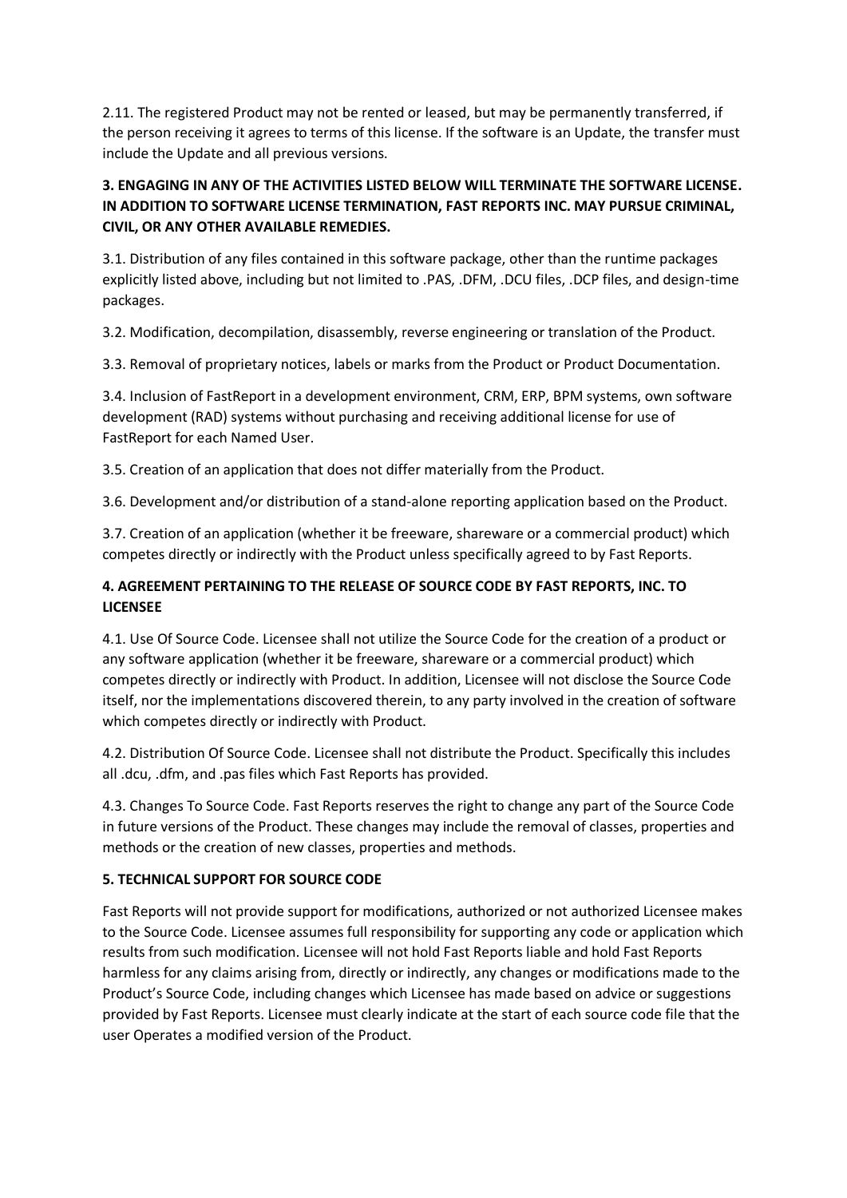2.11. The registered Product may not be rented or leased, but may be permanently transferred, if the person receiving it agrees to terms of this license. If the software is an Update, the transfer must include the Update and all previous versions.

**3. ENGAGING IN ANY OF THE ACTIVITIES LISTED BELOW WILL TERMINATE THE SOFTWARE LICENSE. IN ADDITION TO SOFTWARE LICENSE TERMINATION, FAST REPORTS INC. MAY PURSUE CRIMINAL, CIVIL, OR ANY OTHER AVAILABLE REMEDIES.**

3.1. Distribution of any files contained in this software package, other than the runtime packages explicitly listed above, including but not limited to .PAS, .DFM, .DCU files, .DCP files, and design-time packages.

3.2. Modification, decompilation, disassembly, reverse engineering or translation of the Product.

3.3. Removal of proprietary notices, labels or marks from the Product or Product Documentation.

3.4. Inclusion of FastReport in a development environment, CRM, ERP, BPM systems, own software development (RAD) systems without purchasing and receiving additional license for use of FastReport for each Named User.

3.5. Creation of an application that does not differ materially from the Product.

3.6. Development and/or distribution of a stand-alone reporting application based on the Product.

3.7. Creation of an application (whether it be freeware, shareware or a commercial product) which competes directly or indirectly with the Product unless specifically agreed to by Fast Reports.

**4. AGREEMENT PERTAINING TO THE RELEASE OF SOURCE CODE BY FAST REPORTS, INC. TO LICENSEE**

4.1. Use Of Source Code. Licensee shall not utilize the Source Code for the creation of a product or any software application (whether it be freeware, shareware or a commercial product) which competes directly or indirectly with Product. In addition, Licensee will not disclose the Source Code itself, nor the implementations discovered therein, to any party involved in the creation of software which competes directly or indirectly with Product.

4.2. Distribution Of Source Code. Licensee shall not distribute the Product. Specifically this includes all .dcu, .dfm, and .pas files which Fast Reports has provided.

4.3. Changes To Source Code. Fast Reports reserves the right to change any part of the Source Code in future versions of the Product. These changes may include the removal of classes, properties and methods or the creation of new classes, properties and methods.

**5. TECHNICAL SUPPORT FOR SOURCE CODE**

Fast Reports will not provide support for modifications, authorized or not authorized Licensee makes to the Source Code. Licensee assumes full responsibility for supporting any code or application which results from such modification. Licensee will not hold Fast Reports liable and hold Fast Reports harmless for any claims arising from, directly or indirectly, any changes or modifications made to the Product's Source Code, including changes which Licensee has made based on advice or suggestions provided by Fast Reports. Licensee must clearly indicate at the start of each source code file that the user Operates a modified version of the Product.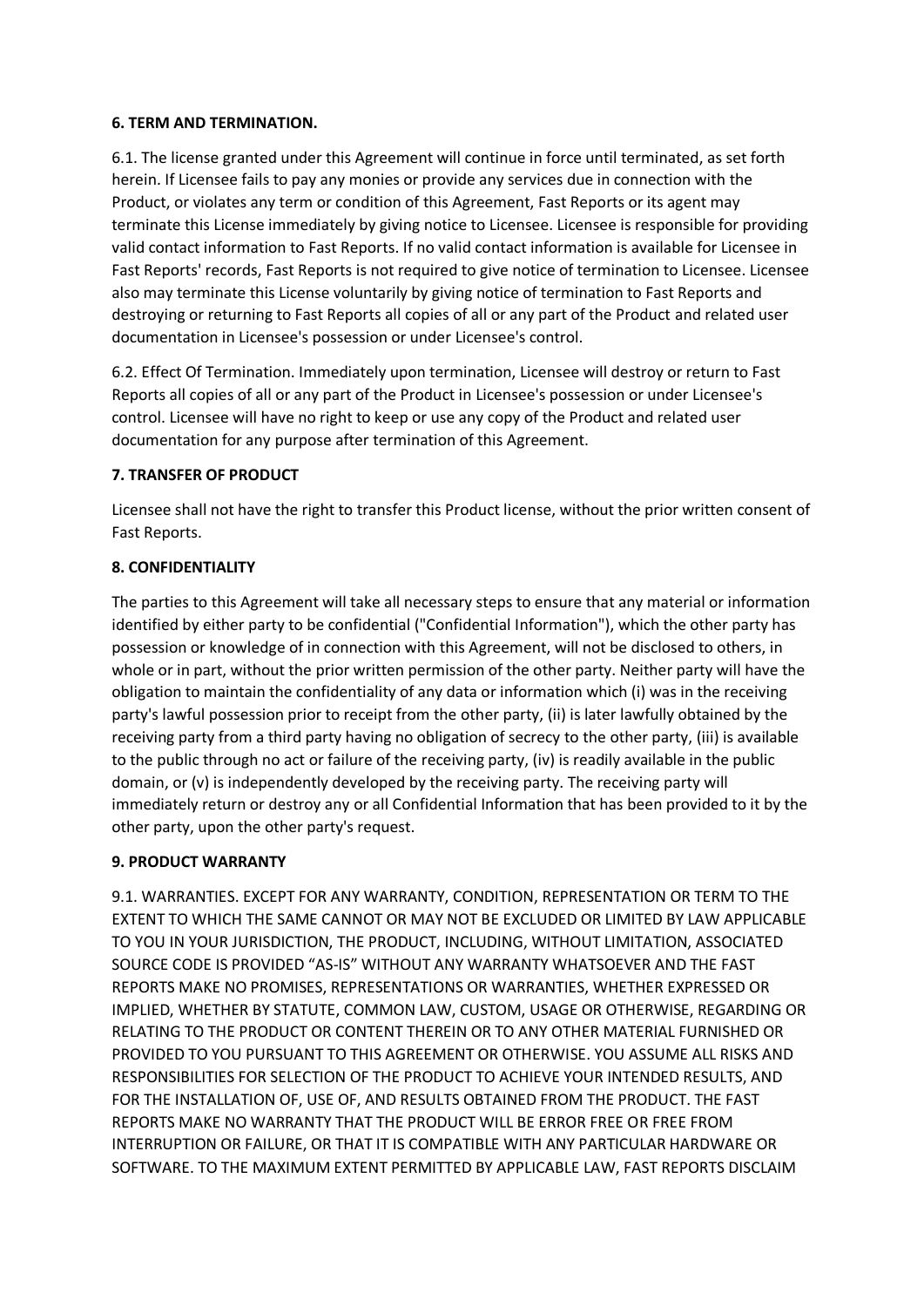**6. TERM AND TERMINATION.**

6.1. The license granted under this Agreement will continue in force until terminated, as set forth herein. If Licensee fails to pay any monies or provide any services due in connection with the Product, or violates any term or condition of this Agreement, Fast Reports or its agent may terminate this License immediately by giving notice to Licensee. Licensee is responsible for providing valid contact information to Fast Reports. If no valid contact information is available for Licensee in Fast Reports' records, Fast Reports is not required to give notice of termination to Licensee. Licensee also may terminate this License voluntarily by giving notice of termination to Fast Reports and destroying or returning to Fast Reports all copies of all or any part of the Product and related user documentation in Licensee's possession or under Licensee's control.

6.2. Effect Of Termination. Immediately upon termination, Licensee will destroy or return to Fast Reports all copies of all or any part of the Product in Licensee's possession or under Licensee's control. Licensee will have no right to keep or use any copy of the Product and related user documentation for any purpose after termination of this Agreement.

**7. TRANSFER OF PRODUCT**

Licensee shall not have the right to transfer this Product license, without the prior written consent of Fast Reports.

**8. CONFIDENTIALITY**

The parties to this Agreement will take all necessary steps to ensure that any material or information identified by either party to be confidential ("Confidential Information"), which the other party has possession or knowledge of in connection with this Agreement, will not be disclosed to others, in whole or in part, without the prior written permission of the other party. Neither party will have the obligation to maintain the confidentiality of any data or information which (i) was in the receiving party's lawful possession prior to receipt from the other party, (ii) is later lawfully obtained by the receiving party from a third party having no obligation of secrecy to the other party, (iii) is available to the public through no act or failure of the receiving party, (iv) is readily available in the public domain, or (v) is independently developed by the receiving party. The receiving party will immediately return or destroy any or all Confidential Information that has been provided to it by the other party, upon the other party's request.

**9. PRODUCT WARRANTY**

9.1. WARRANTIES. EXCEPT FOR ANY WARRANTY, CONDITION, REPRESENTATION OR TERM TO THE EXTENT TO WHICH THE SAME CANNOT OR MAY NOT BE EXCLUDED OR LIMITED BY LAW APPLICABLE TO YOU IN YOUR JURISDICTION, THE PRODUCT, INCLUDING, WITHOUT LIMITATION, ASSOCIATED SOURCE CODE IS PROVIDED "AS-IS" WITHOUT ANY WARRANTY WHATSOEVER AND THE FAST REPORTS MAKE NO PROMISES, REPRESENTATIONS OR WARRANTIES, WHETHER EXPRESSED OR IMPLIED, WHETHER BY STATUTE, COMMON LAW, CUSTOM, USAGE OR OTHERWISE, REGARDING OR RELATING TO THE PRODUCT OR CONTENT THEREIN OR TO ANY OTHER MATERIAL FURNISHED OR PROVIDED TO YOU PURSUANT TO THIS AGREEMENT OR OTHERWISE. YOU ASSUME ALL RISKS AND RESPONSIBILITIES FOR SELECTION OF THE PRODUCT TO ACHIEVE YOUR INTENDED RESULTS, AND FOR THE INSTALLATION OF, USE OF, AND RESULTS OBTAINED FROM THE PRODUCT. THE FAST REPORTS MAKE NO WARRANTY THAT THE PRODUCT WILL BE ERROR FREE OR FREE FROM INTERRUPTION OR FAILURE, OR THAT IT IS COMPATIBLE WITH ANY PARTICULAR HARDWARE OR SOFTWARE. TO THE MAXIMUM EXTENT PERMITTED BY APPLICABLE LAW, FAST REPORTS DISCLAIM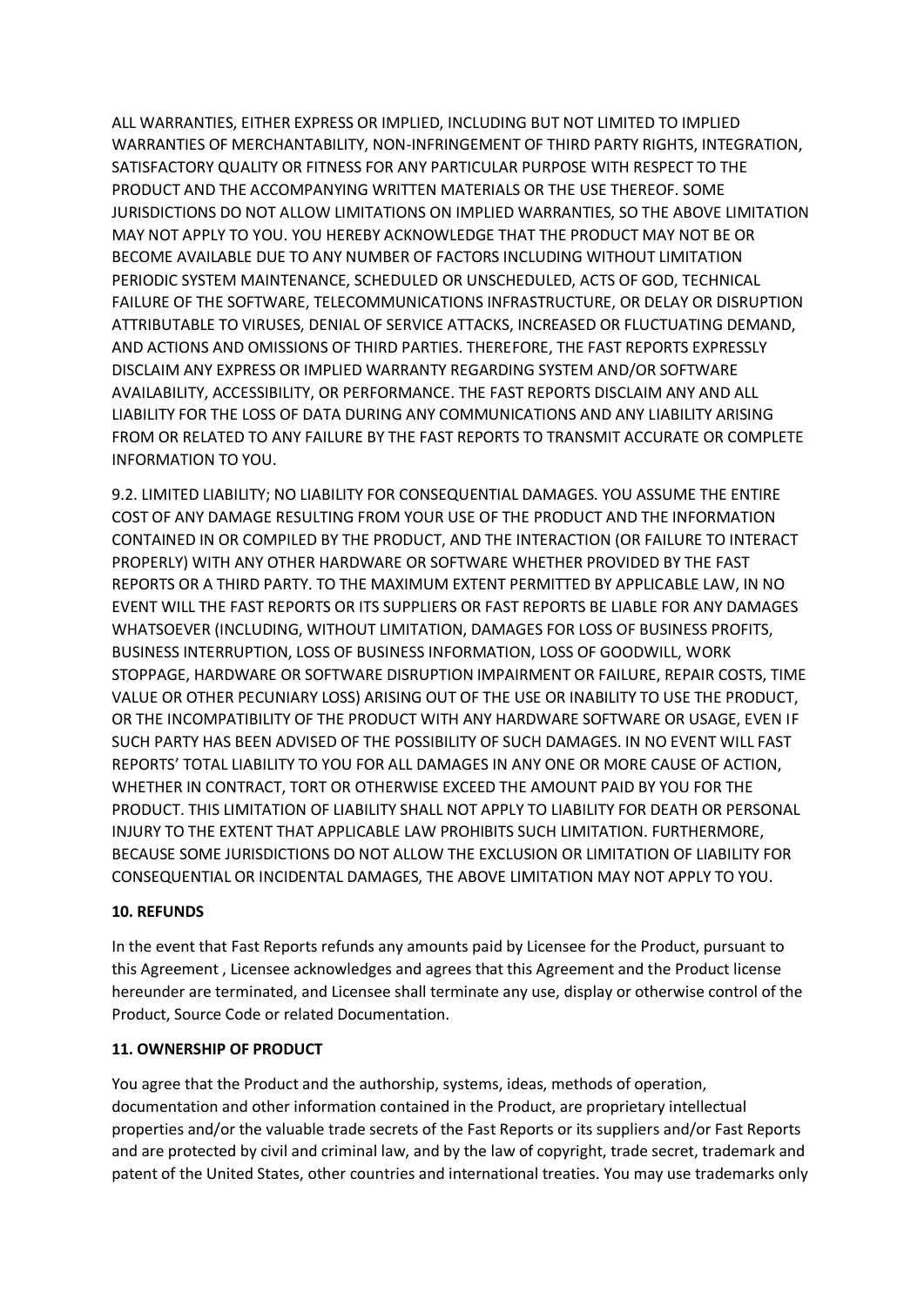ALL WARRANTIES, EITHER EXPRESS OR IMPLIED, INCLUDING BUT NOT LIMITED TO IMPLIED WARRANTIES OF MERCHANTABILITY, NON-INFRINGEMENT OF THIRD PARTY RIGHTS, INTEGRATION, SATISFACTORY QUALITY OR FITNESS FOR ANY PARTICULAR PURPOSE WITH RESPECT TO THE PRODUCT AND THE ACCOMPANYING WRITTEN MATERIALS OR THE USE THEREOF. SOME JURISDICTIONS DO NOT ALLOW LIMITATIONS ON IMPLIED WARRANTIES, SO THE ABOVE LIMITATION MAY NOT APPLY TO YOU. YOU HEREBY ACKNOWLEDGE THAT THE PRODUCT MAY NOT BE OR BECOME AVAILABLE DUE TO ANY NUMBER OF FACTORS INCLUDING WITHOUT LIMITATION PERIODIC SYSTEM MAINTENANCE, SCHEDULED OR UNSCHEDULED, ACTS OF GOD, TECHNICAL FAILURE OF THE SOFTWARE, TELECOMMUNICATIONS INFRASTRUCTURE, OR DELAY OR DISRUPTION ATTRIBUTABLE TO VIRUSES, DENIAL OF SERVICE ATTACKS, INCREASED OR FLUCTUATING DEMAND, AND ACTIONS AND OMISSIONS OF THIRD PARTIES. THEREFORE, THE FAST REPORTS EXPRESSLY DISCLAIM ANY EXPRESS OR IMPLIED WARRANTY REGARDING SYSTEM AND/OR SOFTWARE AVAILABILITY, ACCESSIBILITY, OR PERFORMANCE. THE FAST REPORTS DISCLAIM ANY AND ALL LIABILITY FOR THE LOSS OF DATA DURING ANY COMMUNICATIONS AND ANY LIABILITY ARISING FROM OR RELATED TO ANY FAILURE BY THE FAST REPORTS TO TRANSMIT ACCURATE OR COMPLETE INFORMATION TO YOU.

9.2. LIMITED LIABILITY; NO LIABILITY FOR CONSEQUENTIAL DAMAGES. YOU ASSUME THE ENTIRE COST OF ANY DAMAGE RESULTING FROM YOUR USE OF THE PRODUCT AND THE INFORMATION CONTAINED IN OR COMPILED BY THE PRODUCT, AND THE INTERACTION (OR FAILURE TO INTERACT PROPERLY) WITH ANY OTHER HARDWARE OR SOFTWARE WHETHER PROVIDED BY THE FAST REPORTS OR A THIRD PARTY. TO THE MAXIMUM EXTENT PERMITTED BY APPLICABLE LAW, IN NO EVENT WILL THE FAST REPORTS OR ITS SUPPLIERS OR FAST REPORTS BE LIABLE FOR ANY DAMAGES WHATSOEVER (INCLUDING, WITHOUT LIMITATION, DAMAGES FOR LOSS OF BUSINESS PROFITS, BUSINESS INTERRUPTION, LOSS OF BUSINESS INFORMATION, LOSS OF GOODWILL, WORK STOPPAGE, HARDWARE OR SOFTWARE DISRUPTION IMPAIRMENT OR FAILURE, REPAIR COSTS, TIME VALUE OR OTHER PECUNIARY LOSS) ARISING OUT OF THE USE OR INABILITY TO USE THE PRODUCT, OR THE INCOMPATIBILITY OF THE PRODUCT WITH ANY HARDWARE SOFTWARE OR USAGE, EVEN IF SUCH PARTY HAS BEEN ADVISED OF THE POSSIBILITY OF SUCH DAMAGES. IN NO EVENT WILL FAST REPORTS' TOTAL LIABILITY TO YOU FOR ALL DAMAGES IN ANY ONE OR MORE CAUSE OF ACTION, WHETHER IN CONTRACT, TORT OR OTHERWISE EXCEED THE AMOUNT PAID BY YOU FOR THE PRODUCT. THIS LIMITATION OF LIABILITY SHALL NOT APPLY TO LIABILITY FOR DEATH OR PERSONAL INJURY TO THE EXTENT THAT APPLICABLE LAW PROHIBITS SUCH LIMITATION. FURTHERMORE, BECAUSE SOME JURISDICTIONS DO NOT ALLOW THE EXCLUSION OR LIMITATION OF LIABILITY FOR CONSEQUENTIAL OR INCIDENTAL DAMAGES, THE ABOVE LIMITATION MAY NOT APPLY TO YOU.

**10. REFUNDS**

In the event that Fast Reports refunds any amounts paid by Licensee for the Product, pursuant to this Agreement , Licensee acknowledges and agrees that this Agreement and the Product license hereunder are terminated, and Licensee shall terminate any use, display or otherwise control of the Product, Source Code or related Documentation.

**11. OWNERSHIP OF PRODUCT**

You agree that the Product and the authorship, systems, ideas, methods of operation, documentation and other information contained in the Product, are proprietary intellectual properties and/or the valuable trade secrets of the Fast Reports or its suppliers and/or Fast Reports and are protected by civil and criminal law, and by the law of copyright, trade secret, trademark and patent of the United States, other countries and international treaties. You may use trademarks only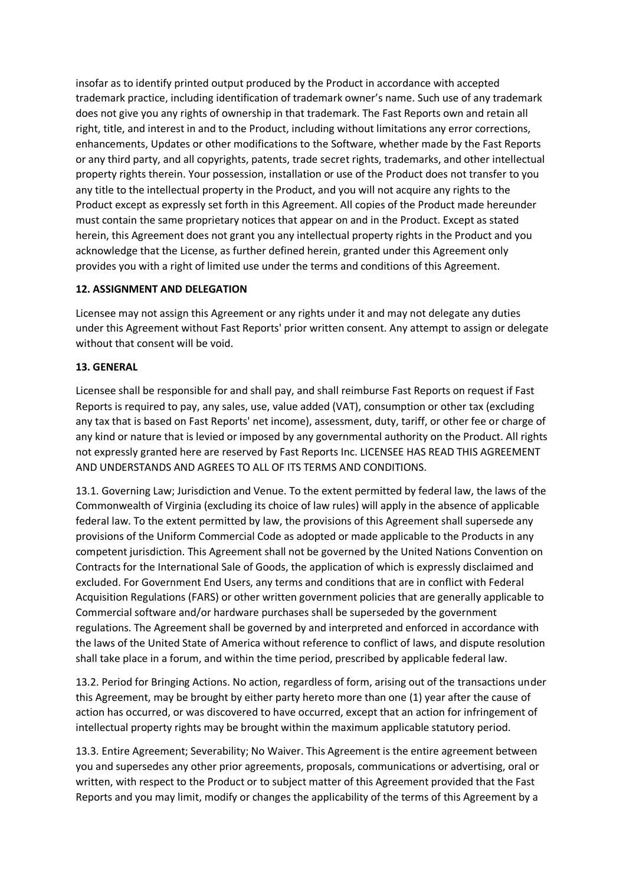insofar as to identify printed output produced by the Product in accordance with accepted trademark practice, including identification of trademark owner's name. Such use of any trademark does not give you any rights of ownership in that trademark. The Fast Reports own and retain all right, title, and interest in and to the Product, including without limitations any error corrections, enhancements, Updates or other modifications to the Software, whether made by the Fast Reports or any third party, and all copyrights, patents, trade secret rights, trademarks, and other intellectual property rights therein. Your possession, installation or use of the Product does not transfer to you any title to the intellectual property in the Product, and you will not acquire any rights to the Product except as expressly set forth in this Agreement. All copies of the Product made hereunder must contain the same proprietary notices that appear on and in the Product. Except as stated herein, this Agreement does not grant you any intellectual property rights in the Product and you acknowledge that the License, as further defined herein, granted under this Agreement only provides you with a right of limited use under the terms and conditions of this Agreement.

**12. ASSIGNMENT AND DELEGATION**

Licensee may not assign this Agreement or any rights under it and may not delegate any duties under this Agreement without Fast Reports' prior written consent. Any attempt to assign or delegate without that consent will be void.

**13. GENERAL**

Licensee shall be responsible for and shall pay, and shall reimburse Fast Reports on request if Fast Reports is required to pay, any sales, use, value added (VAT), consumption or other tax (excluding any tax that is based on Fast Reports' net income), assessment, duty, tariff, or other fee or charge of any kind or nature that is levied or imposed by any governmental authority on the Product. All rights not expressly granted here are reserved by Fast Reports Inc. LICENSEE HAS READ THIS AGREEMENT AND UNDERSTANDS AND AGREES TO ALL OF ITS TERMS AND CONDITIONS.

13.1. Governing Law; Jurisdiction and Venue. To the extent permitted by federal law, the laws of the Commonwealth of Virginia (excluding its choice of law rules) will apply in the absence of applicable federal law. To the extent permitted by law, the provisions of this Agreement shall supersede any provisions of the Uniform Commercial Code as adopted or made applicable to the Products in any competent jurisdiction. This Agreement shall not be governed by the United Nations Convention on Contracts for the International Sale of Goods, the application of which is expressly disclaimed and excluded. For Government End Users, any terms and conditions that are in conflict with Federal Acquisition Regulations (FARS) or other written government policies that are generally applicable to Commercial software and/or hardware purchases shall be superseded by the government regulations. The Agreement shall be governed by and interpreted and enforced in accordance with the laws of the United State of America without reference to conflict of laws, and dispute resolution shall take place in a forum, and within the time period, prescribed by applicable federal law.

13.2. Period for Bringing Actions. No action, regardless of form, arising out of the transactions under this Agreement, may be brought by either party hereto more than one (1) year after the cause of action has occurred, or was discovered to have occurred, except that an action for infringement of intellectual property rights may be brought within the maximum applicable statutory period.

13.3. Entire Agreement; Severability; No Waiver. This Agreement is the entire agreement between you and supersedes any other prior agreements, proposals, communications or advertising, oral or written, with respect to the Product or to subject matter of this Agreement provided that the Fast Reports and you may limit, modify or changes the applicability of the terms of this Agreement by a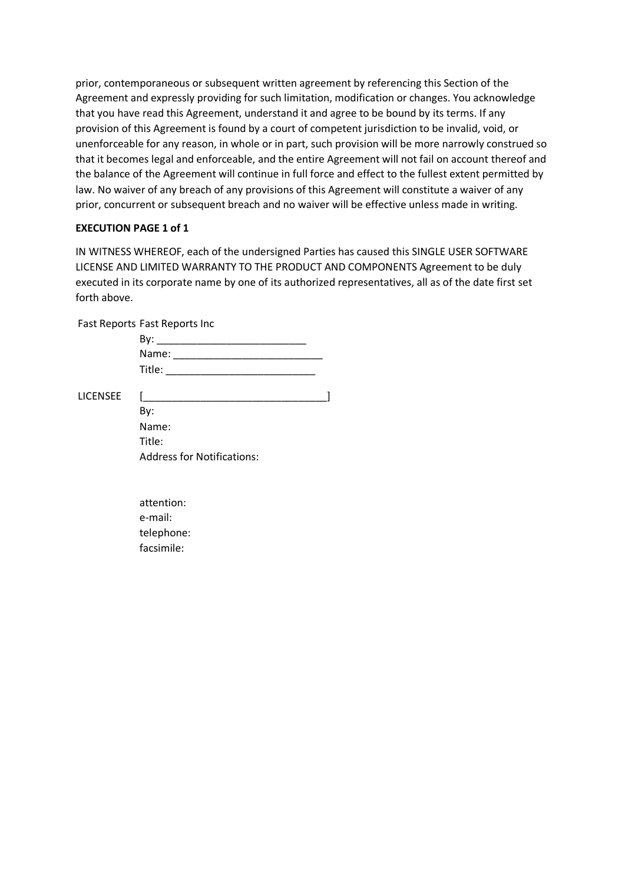prior, contemporaneous or subsequent written agreement by referencing this Section of the Agreement and expressly providing for such limitation, modification or changes. You acknowledge that you have read this Agreement, understand it and agree to be bound by its terms. If any provision of this Agreement is found by a court of competent jurisdiction to be invalid, void, or unenforceable for any reason, in whole or in part, such provision will be more narrowly construed so that it becomes legal and enforceable, and the entire Agreement will not fail on account thereof and the balance of the Agreement will continue in full force and effect to the fullest extent permitted by law. No waiver of any breach of any provisions of this Agreement will constitute a waiver of any prior, concurrent or subsequent breach and no waiver will be effective unless made in writing.

**EXECUTION PAGE 1 of 1**

IN WITNESS WHEREOF, each of the undersigned Parties has caused this SINGLE USER SOFTWARE LICENSE AND LIMITED WARRANTY TO THE PRODUCT AND COMPONENTS Agreement to be duly executed in its corporate name by one of its authorized representatives, all as of the date first set forth above.

Fast Reports Fast Reports Inc

By: __________________________

Name: __________________________

Title: __________________________

LICENSEE [________________________________]

By:

Name:

Title:

Address for Notifications:

attention:

e-mail:

telephone:

facsimile: